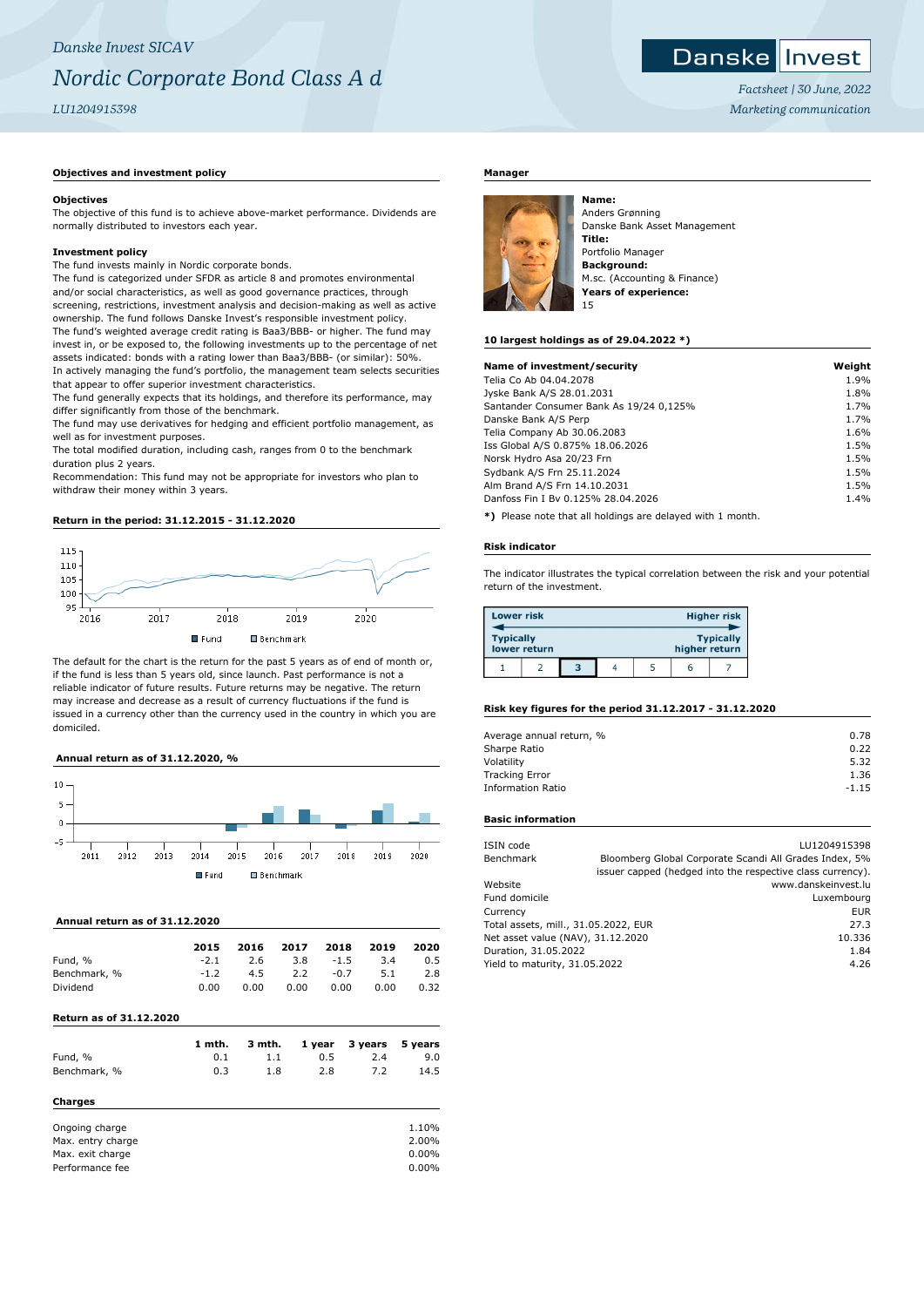*Danske Invest SICAV*

# *Nordic Corporate Bond Class A d*

*LU1204915398*

*Factsheet | 30 June, 2022*

*Marketing communication*

## Objectives and investment policy

### Objectives

The objective of this fund is to achieve above-market performance. Dividends are normally distributed to investors each year.

### Investment policy

The fund invests mainly in Nordic corporate bonds.

The fund is categorized under SFDR as article 8 and promotes environmental and/or social characteristics, as well as good governance practices, through screening, restrictions, investment analysis and decision-making as well as active ownership. The fund follows Danske Invest's responsible investment policy.

The fund's weighted average credit rating is Baa3/BBB- or higher. The fund may invest in, or be exposed to, the following investments up to the percentage of net assets indicated: bonds with a rating lower than Baa3/BBB- (or similar): 50%.

In actively managing the fund's portfolio, the management team selects securities that appear to offer superior investment characteristics.

The fund generally expects that its holdings, and therefore its performance, may differ significantly from those of the benchmark.

The fund may use derivatives for hedging and efficient portfolio management, as well as for investment purposes.

The total modified duration, including cash, ranges from 0 to the benchmark duration plus 2 years.

Recommendation: This fund may not be appropriate for investors who plan to withdraw their money within 3 years.

## Return in the period: 31.12.2015 - 31.12.2020

Fund | Benchmark

The default for the chart is the return for the past 5 years as of end of month or, if the fund is less than 5 years old, since launch. Past performance is not a reliable indicator of future results. Future returns may be negative. The return may increase and decrease as a result of currency fluctuations if the fund is issued in a currency other than the currency used in the country in which you are domiciled.

## Annual return as of 31.12.2020, %

Fund | Benchmark

## Annual return as of 31.12.2020

| | 2015 | 2016 | 2017 | 2018 | 2019 | 2020 |
|---|---|---|---|---|---|---|
| Fund, % | -2.1 | 2.6 | 3.8 | -1.5 | 3.4 | 0.5 |
| Benchmark, % | -1.2 | 4.5 | 2.2 | -0.7 | 5.1 | 2.8 |
| Dividend | 0.00 | 0.00 | 0.00 | 0.00 | 0.00 | 0.32 |

## Return as of 31.12.2020

| | 1 mth. | 3 mth. | 1 year | 3 years | 5 years |
|---|---|---|---|---|---|
| Fund, % | 0.1 | 1.1 | 0.5 | 2.4 | 9.0 |
| Benchmark, % | 0.3 | 1.8 | 2.8 | 7.2 | 14.5 |

## Charges

| | |
|---|---|
| Ongoing charge | 1.10% |
| Max. entry charge | 2.00% |
| Max. exit charge | 0.00% |
| Performance fee | 0.00% |

## Manager

**Name:**
Anders Grønning
Danske Bank Asset Management
**Title:**
Portfolio Manager
**Background:**
M.sc. (Accounting & Finance)
**Years of experience:**
15

## 10 largest holdings as of 29.04.2022 *)

| Name of investment/security | Weight |
|---|---|
| Telia Co Ab 04.04.2078 | 1.9% |
| Jyske Bank A/S 28.01.2031 | 1.8% |
| Santander Consumer Bank As 19/24 0,125% | 1.7% |
| Danske Bank A/S Perp | 1.7% |
| Telia Company Ab 30.06.2083 | 1.6% |
| Iss Global A/S 0.875% 18.06.2026 | 1.5% |
| Norsk Hydro Asa 20/23 Frn | 1.5% |
| Sydbank A/S Frn 25.11.2024 | 1.5% |
| Alm Brand A/S Frn 14.10.2031 | 1.5% |
| Danfoss Fin I Bv 0.125% 28.04.2026 | 1.4% |

*) Please note that all holdings are delayed with 1 month.

## Risk indicator

The indicator illustrates the typical correlation between the risk and your potential return of the investment.

| Lower risk | | | | | | Higher risk |
|---|---|---|---|---|---|---|
| Typically lower return | | | | | | Typically higher return |
| 1 | 2 | **3** | 4 | 5 | 6 | 7 |

## Risk key figures for the period 31.12.2017 - 31.12.2020

| | |
|---|---|
| Average annual return, % | 0.78 |
| Sharpe Ratio | 0.22 |
| Volatility | 5.32 |
| Tracking Error | 1.36 |
| Information Ratio | -1.15 |

## Basic information

| | |
|---|---|
| ISIN code | LU1204915398 |
| Benchmark | Bloomberg Global Corporate Scandi All Grades Index, 5% issuer capped (hedged into the respective class currency). |
| Website | www.danskeinvest.lu |
| Fund domicile | Luxembourg |
| Currency | EUR |
| Total assets, mill., 31.05.2022, EUR | 27.3 |
| Net asset value (NAV), 31.12.2020 | 10.336 |
| Duration, 31.05.2022 | 1.84 |
| Yield to maturity, 31.05.2022 | 4.26 |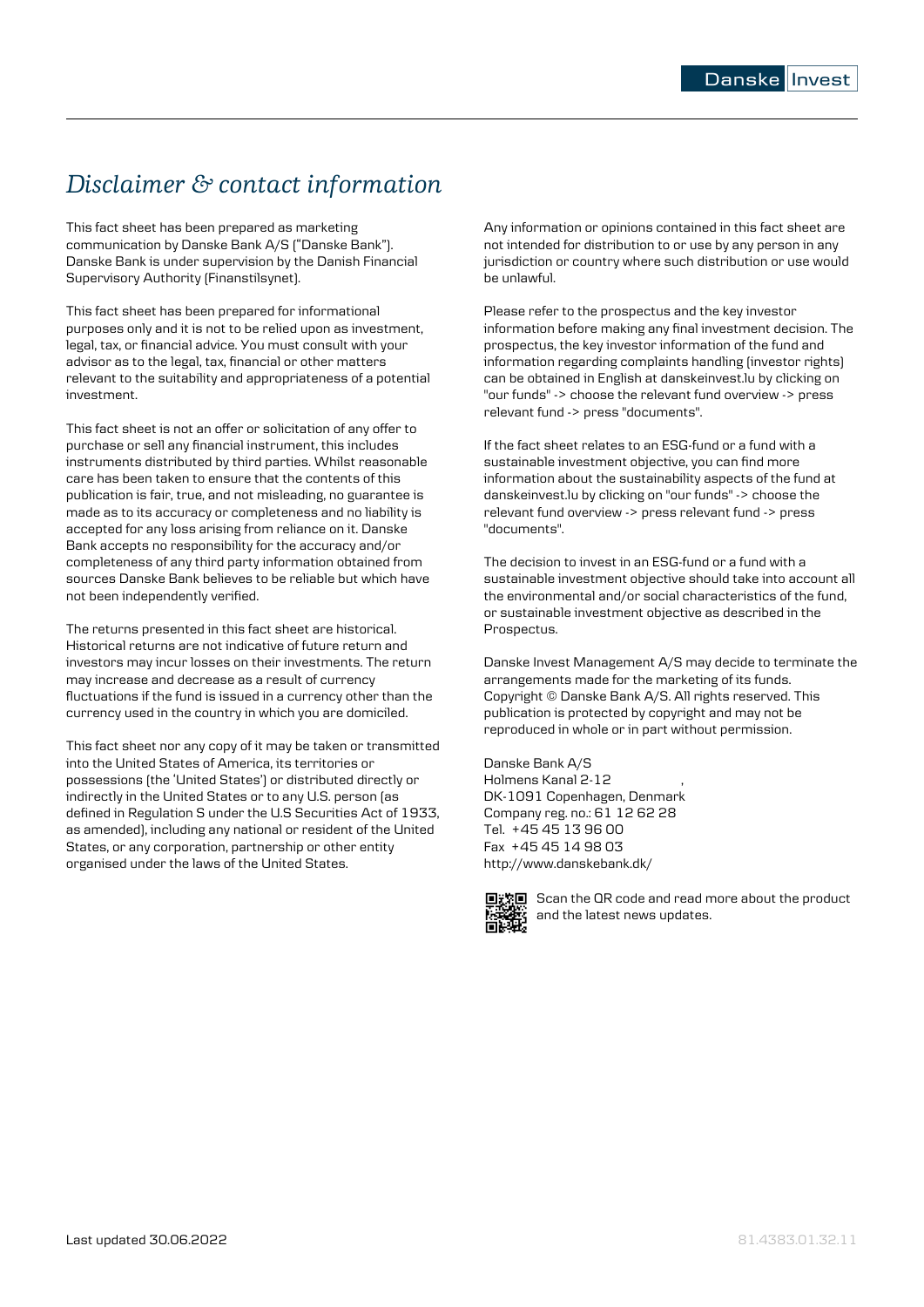# *Disclaimer & contact information*

This fact sheet has been prepared as marketing communication by Danske Bank A/S ("Danske Bank"). Danske Bank is under supervision by the Danish Financial Supervisory Authority (Finanstilsynet).

This fact sheet has been prepared for informational purposes only and it is not to be relied upon as investment, legal, tax, or financial advice. You must consult with your advisor as to the legal, tax, financial or other matters relevant to the suitability and appropriateness of a potential investment.

This fact sheet is not an offer or solicitation of any offer to purchase or sell any financial instrument, this includes instruments distributed by third parties. Whilst reasonable care has been taken to ensure that the contents of this publication is fair, true, and not misleading, no guarantee is made as to its accuracy or completeness and no liability is accepted for any loss arising from reliance on it. Danske Bank accepts no responsibility for the accuracy and/or completeness of any third party information obtained from sources Danske Bank believes to be reliable but which have not been independently verified.

The returns presented in this fact sheet are historical. Historical returns are not indicative of future return and investors may incur losses on their investments. The return may increase and decrease as a result of currency fluctuations if the fund is issued in a currency other than the currency used in the country in which you are domiciled.

This fact sheet nor any copy of it may be taken or transmitted into the United States of America, its territories or possessions (the 'United States') or distributed directly or indirectly in the United States or to any U.S. person (as defined in Regulation S under the U.S Securities Act of 1933, as amended), including any national or resident of the United States, or any corporation, partnership or other entity organised under the laws of the United States.

Any information or opinions contained in this fact sheet are not intended for distribution to or use by any person in any jurisdiction or country where such distribution or use would be unlawful.

Please refer to the prospectus and the key investor information before making any final investment decision. The prospectus, the key investor information of the fund and information regarding complaints handling (investor rights) can be obtained in English at danskeinvest.lu by clicking on "our funds" -> choose the relevant fund overview -> press relevant fund -> press "documents".

If the fact sheet relates to an ESG-fund or a fund with a sustainable investment objective, you can find more information about the sustainability aspects of the fund at danskeinvest.lu by clicking on "our funds" -> choose the relevant fund overview -> press relevant fund -> press "documents".

The decision to invest in an ESG-fund or a fund with a sustainable investment objective should take into account all the environmental and/or social characteristics of the fund, or sustainable investment objective as described in the Prospectus.

Danske Invest Management A/S may decide to terminate the arrangements made for the marketing of its funds. Copyright © Danske Bank A/S. All rights reserved. This publication is protected by copyright and may not be reproduced in whole or in part without permission.

Danske Bank A/S
Holmens Kanal 2-12
DK-1091 Copenhagen, Denmark
Company reg. no.: 61 12 62 28
Tel. +45 45 13 96 00
Fax +45 45 14 98 03
http://www.danskebank.dk/

Scan the QR code and read more about the product and the latest news updates.

Last updated 30.06.2022

81.4383.01.32.11